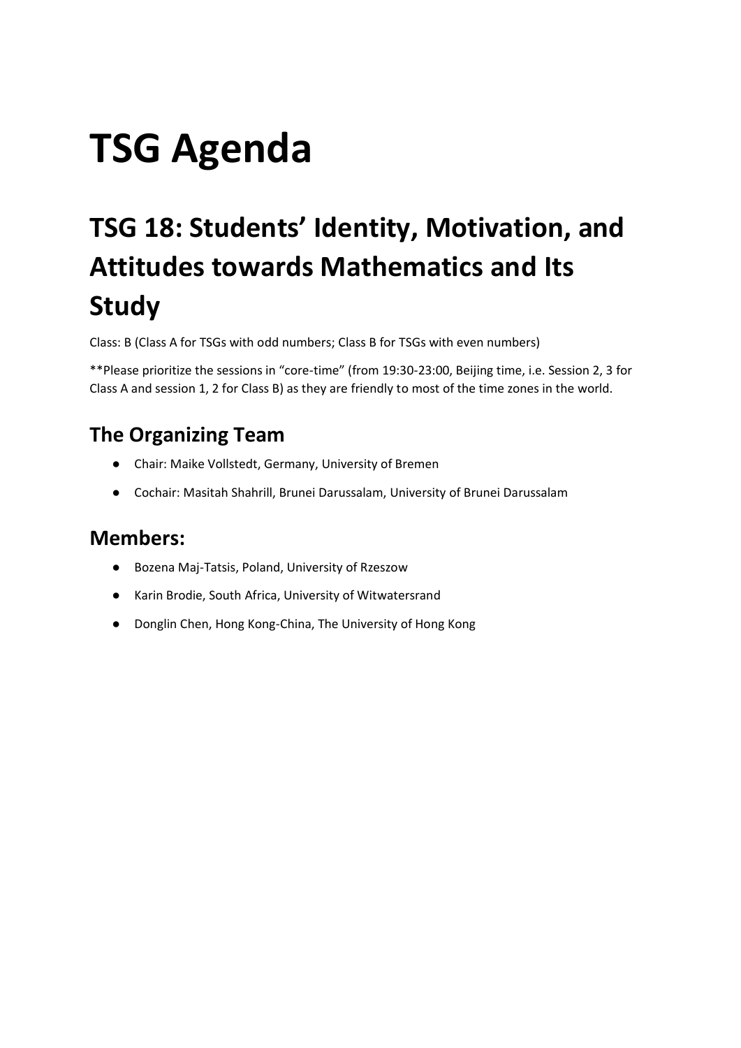# TSG Agenda

## TSG 18: Students' Identity, Motivation, and Attitudes towards Mathematics and Its Study

Class: B (Class A for TSGs with odd numbers; Class B for TSGs with even numbers)

**Please prioritize the sessions in "core-time" (from 19:30-23:00, Beijing time, i.e. Session 2, 3 for Class A and session 1, 2 for Class B) as they are friendly to most of the time zones in the world.

### The Organizing Team

- Chair: Maike Vollstedt, Germany, University of Bremen
- Cochair: Masitah Shahrill, Brunei Darussalam, University of Brunei Darussalam

### Members:

- Bozena Maj-Tatsis, Poland, University of Rzeszow
- Karin Brodie, South Africa, University of Witwatersrand
- Donglin Chen, Hong Kong-China, The University of Hong Kong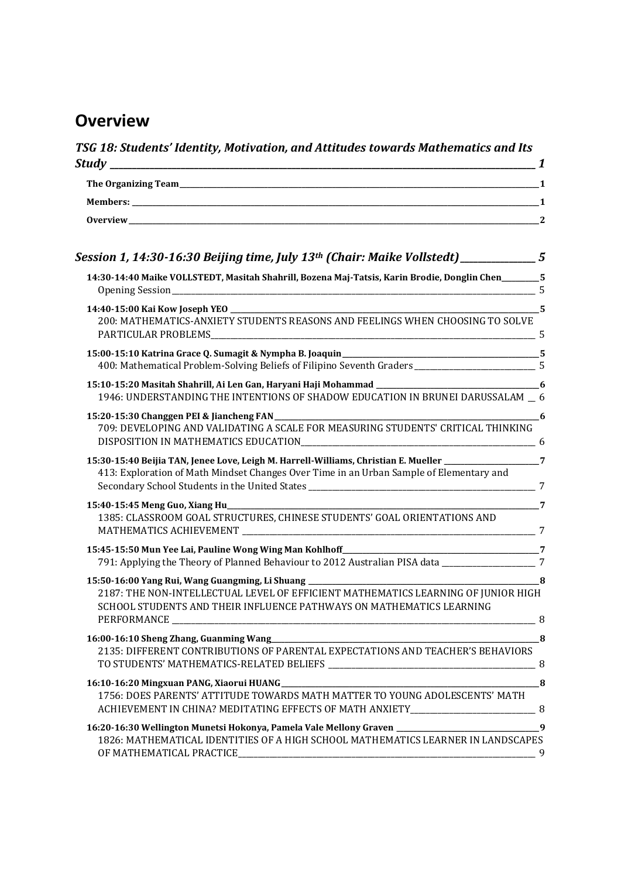# Overview

## *TSG 18: Students' Identity, Motivation, and Attitudes towards Mathematics and Its Study* \_\_\_\_\_ *1*

**The Organizing Team** \_\_\_\_\_ **1**

**Members:** \_\_\_\_\_ **1**

**Overview** \_\_\_\_\_ **2**

## *Session 1, 14:30-16:30 Beijing time, July 13th (Chair: Maike Vollstedt)* \_\_\_\_\_ *5*

**14:30-14:40 Maike VOLLSTEDT, Masitah Shahrill, Bozena Maj-Tatsis, Karin Brodie, Donglin Chen** \_\_\_\_\_ **5**
Opening Session \_\_\_\_\_ 5

**14:40-15:00 Kai Kow Joseph YEO** \_\_\_\_\_ **5**
200: MATHEMATICS-ANXIETY STUDENTS REASONS AND FEELINGS WHEN CHOOSING TO SOLVE PARTICULAR PROBLEMS \_\_\_\_\_ 5

**15:00-15:10 Katrina Grace Q. Sumagit & Nympha B. Joaquin** \_\_\_\_\_ **5**
400: Mathematical Problem-Solving Beliefs of Filipino Seventh Graders \_\_\_\_\_ 5

**15:10-15:20 Masitah Shahrill, Ai Len Gan, Haryani Haji Mohammad** \_\_\_\_\_ **6**
1946: UNDERSTANDING THE INTENTIONS OF SHADOW EDUCATION IN BRUNEI DARUSSALAM \_\_ 6

**15:20-15:30 Changgen PEI & Jiancheng FAN** \_\_\_\_\_ **6**
709: DEVELOPING AND VALIDATING A SCALE FOR MEASURING STUDENTS' CRITICAL THINKING DISPOSITION IN MATHEMATICS EDUCATION \_\_\_\_\_ 6

**15:30-15:40 Beijia TAN, Jenee Love, Leigh M. Harrell-Williams, Christian E. Mueller** \_\_\_\_\_ **7**
413: Exploration of Math Mindset Changes Over Time in an Urban Sample of Elementary and Secondary School Students in the United States \_\_\_\_\_ 7

**15:40-15:45 Meng Guo, Xiang Hu** \_\_\_\_\_ **7**
1385: CLASSROOM GOAL STRUCTURES, CHINESE STUDENTS' GOAL ORIENTATIONS AND MATHEMATICS ACHIEVEMENT \_\_\_\_\_ 7

**15:45-15:50 Mun Yee Lai, Pauline Wong Wing Man Kohlhoff** \_\_\_\_\_ **7**
791: Applying the Theory of Planned Behaviour to 2012 Australian PISA data \_\_\_\_\_ 7

**15:50-16:00 Yang Rui, Wang Guangming, Li Shuang** \_\_\_\_\_ **8**
2187: THE NON-INTELLECTUAL LEVEL OF EFFICIENT MATHEMATICS LEARNING OF JUNIOR HIGH SCHOOL STUDENTS AND THEIR INFLUENCE PATHWAYS ON MATHEMATICS LEARNING PERFORMANCE \_\_\_\_\_ 8

**16:00-16:10 Sheng Zhang, Guanming Wang** \_\_\_\_\_ **8**
2135: DIFFERENT CONTRIBUTIONS OF PARENTAL EXPECTATIONS AND TEACHER'S BEHAVIORS TO STUDENTS' MATHEMATICS-RELATED BELIEFS \_\_\_\_\_ 8

**16:10-16:20 Mingxuan PANG, Xiaorui HUANG** \_\_\_\_\_ **8**
1756: DOES PARENTS' ATTITUDE TOWARDS MATH MATTER TO YOUNG ADOLESCENTS' MATH ACHIEVEMENT IN CHINA? MEDITATING EFFECTS OF MATH ANXIETY \_\_\_\_\_ 8

**16:20-16:30 Wellington Munetsi Hokonya, Pamela Vale Mellony Graven** \_\_\_\_\_ **9**
1826: MATHEMATICAL IDENTITIES OF A HIGH SCHOOL MATHEMATICS LEARNER IN LANDSCAPES OF MATHEMATICAL PRACTICE \_\_\_\_\_ 9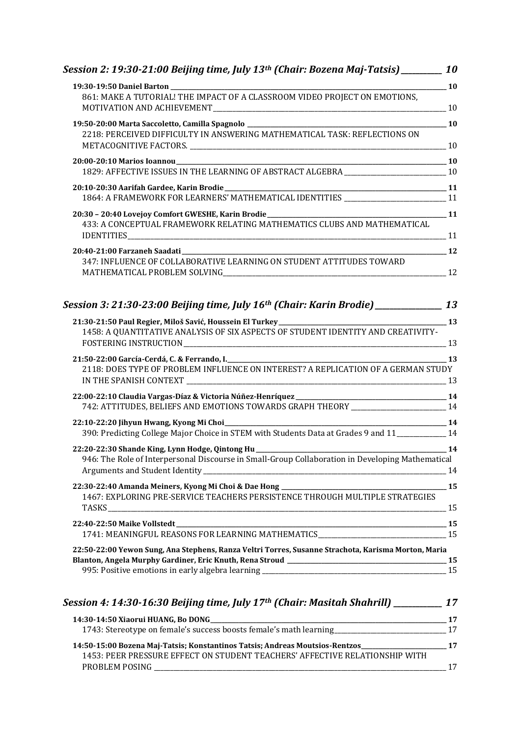*Session 2: 19:30-21:00 Beijing time, July 13th (Chair: Bozena Maj-Tatsis) 10*

**19:30-19:50 Daniel Barton** 10
861: MAKE A TUTORIAL! THE IMPACT OF A CLASSROOM VIDEO PROJECT ON EMOTIONS, MOTIVATION AND ACHIEVEMENT 10

**19:50-20:00 Marta Saccoletto, Camilla Spagnolo** 10
2218: PERCEIVED DIFFICULTY IN ANSWERING MATHEMATICAL TASK: REFLECTIONS ON METACOGNITIVE FACTORS. 10

**20:00-20:10 Marios Ioannou** 10
1829: AFFECTIVE ISSUES IN THE LEARNING OF ABSTRACT ALGEBRA 10

**20:10-20:30 Aarifah Gardee, Karin Brodie** 11
1864: A FRAMEWORK FOR LEARNERS' MATHEMATICAL IDENTITIES 11

**20:30 – 20:40 Lovejoy Comfort GWESHE, Karin Brodie** 11
433: A CONCEPTUAL FRAMEWORK RELATING MATHEMATICS CLUBS AND MATHEMATICAL IDENTITIES 11

**20:40-21:00 Farzaneh Saadati** 12
347: INFLUENCE OF COLLABORATIVE LEARNING ON STUDENT ATTITUDES TOWARD MATHEMATICAL PROBLEM SOLVING 12

*Session 3: 21:30-23:00 Beijing time, July 16th (Chair: Karin Brodie) 13*

**21:30-21:50 Paul Regier, Miloš Savić, Houssein El Turkey** 13
1458: A QUANTITATIVE ANALYSIS OF SIX ASPECTS OF STUDENT IDENTITY AND CREATIVITY-FOSTERING INSTRUCTION 13

**21:50-22:00 García-Cerdá, C. & Ferrando, I.** 13
2118: DOES TYPE OF PROBLEM INFLUENCE ON INTEREST? A REPLICATION OF A GERMAN STUDY IN THE SPANISH CONTEXT 13

**22:00-22:10 Claudia Vargas-Díaz & Victoria Núñez-Henríquez** 14
742: ATTITUDES, BELIEFS AND EMOTIONS TOWARDS GRAPH THEORY 14

**22:10-22:20 Jihyun Hwang, Kyong Mi Choi** 14
390: Predicting College Major Choice in STEM with Students Data at Grades 9 and 11 14

**22:20-22:30 Shande King, Lynn Hodge, Qintong Hu** 14
946: The Role of Interpersonal Discourse in Small-Group Collaboration in Developing Mathematical Arguments and Student Identity 14

**22:30-22:40 Amanda Meiners, Kyong Mi Choi & Dae Hong** 15
1467: EXPLORING PRE-SERVICE TEACHERS PERSISTENCE THROUGH MULTIPLE STRATEGIES TASKS 15

**22:40-22:50 Maike Vollstedt** 15
1741: MEANINGFUL REASONS FOR LEARNING MATHEMATICS 15

**22:50-22:00 Yewon Sung, Ana Stephens, Ranza Veltri Torres, Susanne Strachota, Karisma Morton, Maria Blanton, Angela Murphy Gardiner, Eric Knuth, Rena Stroud** 15
995: Positive emotions in early algebra learning 15

*Session 4: 14:30-16:30 Beijing time, July 17th (Chair: Masitah Shahrill) 17*

**14:30-14:50 Xiaorui HUANG, Bo DONG** 17
1743: Stereotype on female's success boosts female's math learning 17

**14:50-15:00 Bozena Maj-Tatsis; Konstantinos Tatsis; Andreas Moutsios-Rentzos** 17
1453: PEER PRESSURE EFFECT ON STUDENT TEACHERS' AFFECTIVE RELATIONSHIP WITH PROBLEM POSING 17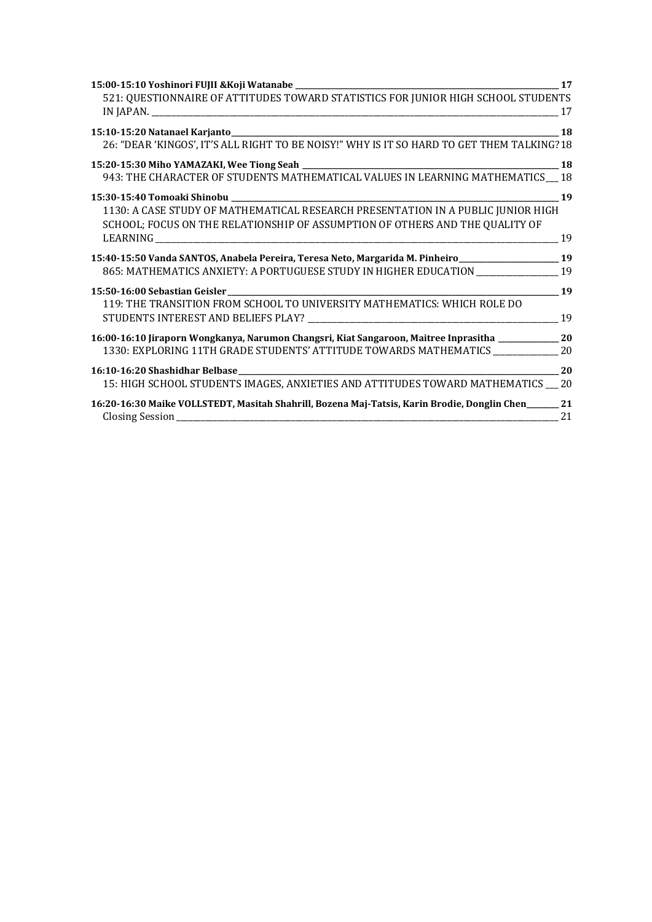**15:00-15:10 Yoshinori FUJII &Koji Watanabe** _______________ **17**

521: QUESTIONNAIRE OF ATTITUDES TOWARD STATISTICS FOR JUNIOR HIGH SCHOOL STUDENTS IN JAPAN. _______________ 17

**15:10-15:20 Natanael Karjanto** _______________ **18**

26: "DEAR 'KINGOS', IT'S ALL RIGHT TO BE NOISY!" WHY IS IT SO HARD TO GET THEM TALKING? 18

**15:20-15:30 Miho YAMAZAKI, Wee Tiong Seah** _______________ **18**

943: THE CHARACTER OF STUDENTS MATHEMATICAL VALUES IN LEARNING MATHEMATICS ___ 18

**15:30-15:40 Tomoaki Shinobu** _______________ **19**

1130: A CASE STUDY OF MATHEMATICAL RESEARCH PRESENTATION IN A PUBLIC JUNIOR HIGH SCHOOL; FOCUS ON THE RELATIONSHIP OF ASSUMPTION OF OTHERS AND THE QUALITY OF LEARNING _______________ 19

**15:40-15:50 Vanda SANTOS, Anabela Pereira, Teresa Neto, Margarida M. Pinheiro** _______________ **19**

865: MATHEMATICS ANXIETY: A PORTUGUESE STUDY IN HIGHER EDUCATION _______________ 19

**15:50-16:00 Sebastian Geisler** _______________ **19**

119: THE TRANSITION FROM SCHOOL TO UNIVERSITY MATHEMATICS: WHICH ROLE DO STUDENTS INTEREST AND BELIEFS PLAY? _______________ 19

**16:00-16:10 Jiraporn Wongkanya, Narumon Changsri, Kiat Sangaroon, Maitree Inprasitha** _______________ **20**

1330: EXPLORING 11TH GRADE STUDENTS' ATTITUDE TOWARDS MATHEMATICS _______________ 20

**16:10-16:20 Shashidhar Belbase** _______________ **20**

15: HIGH SCHOOL STUDENTS IMAGES, ANXIETIES AND ATTITUDES TOWARD MATHEMATICS ___ 20

**16:20-16:30 Maike VOLLSTEDT, Masitah Shahrill, Bozena Maj-Tatsis, Karin Brodie, Donglin Chen** ________ **21**

Closing Session _______________ 21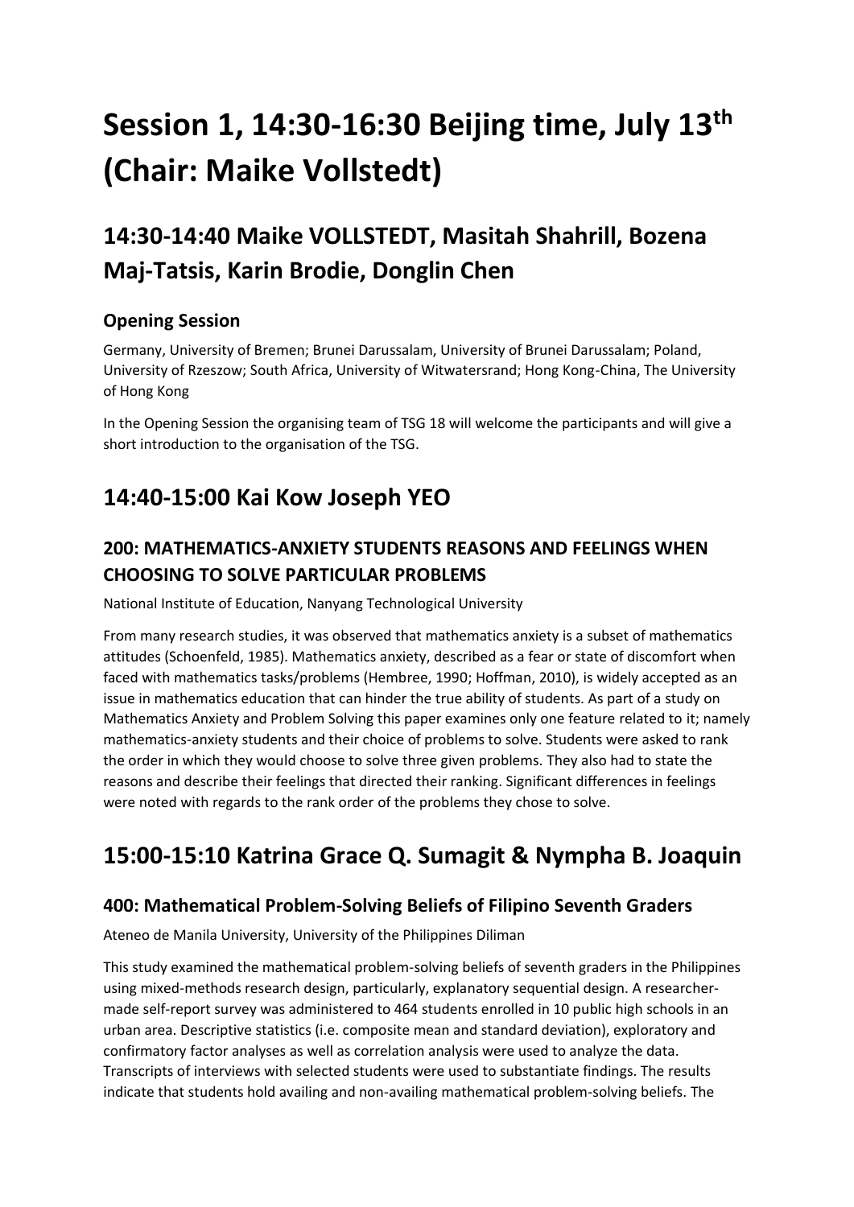# Session 1, 14:30-16:30 Beijing time, July 13th (Chair: Maike Vollstedt)

## 14:30-14:40 Maike VOLLSTEDT, Masitah Shahrill, Bozena Maj-Tatsis, Karin Brodie, Donglin Chen

### Opening Session

Germany, University of Bremen; Brunei Darussalam, University of Brunei Darussalam; Poland, University of Rzeszow; South Africa, University of Witwatersrand; Hong Kong-China, The University of Hong Kong

In the Opening Session the organising team of TSG 18 will welcome the participants and will give a short introduction to the organisation of the TSG.

## 14:40-15:00 Kai Kow Joseph YEO

### 200: MATHEMATICS-ANXIETY STUDENTS REASONS AND FEELINGS WHEN CHOOSING TO SOLVE PARTICULAR PROBLEMS

National Institute of Education, Nanyang Technological University

From many research studies, it was observed that mathematics anxiety is a subset of mathematics attitudes (Schoenfeld, 1985). Mathematics anxiety, described as a fear or state of discomfort when faced with mathematics tasks/problems (Hembree, 1990; Hoffman, 2010), is widely accepted as an issue in mathematics education that can hinder the true ability of students. As part of a study on Mathematics Anxiety and Problem Solving this paper examines only one feature related to it; namely mathematics-anxiety students and their choice of problems to solve. Students were asked to rank the order in which they would choose to solve three given problems. They also had to state the reasons and describe their feelings that directed their ranking. Significant differences in feelings were noted with regards to the rank order of the problems they chose to solve.

## 15:00-15:10 Katrina Grace Q. Sumagit & Nympha B. Joaquin

### 400: Mathematical Problem-Solving Beliefs of Filipino Seventh Graders

Ateneo de Manila University, University of the Philippines Diliman

This study examined the mathematical problem-solving beliefs of seventh graders in the Philippines using mixed-methods research design, particularly, explanatory sequential design. A researcher-made self-report survey was administered to 464 students enrolled in 10 public high schools in an urban area. Descriptive statistics (i.e. composite mean and standard deviation), exploratory and confirmatory factor analyses as well as correlation analysis were used to analyze the data. Transcripts of interviews with selected students were used to substantiate findings. The results indicate that students hold availing and non-availing mathematical problem-solving beliefs. The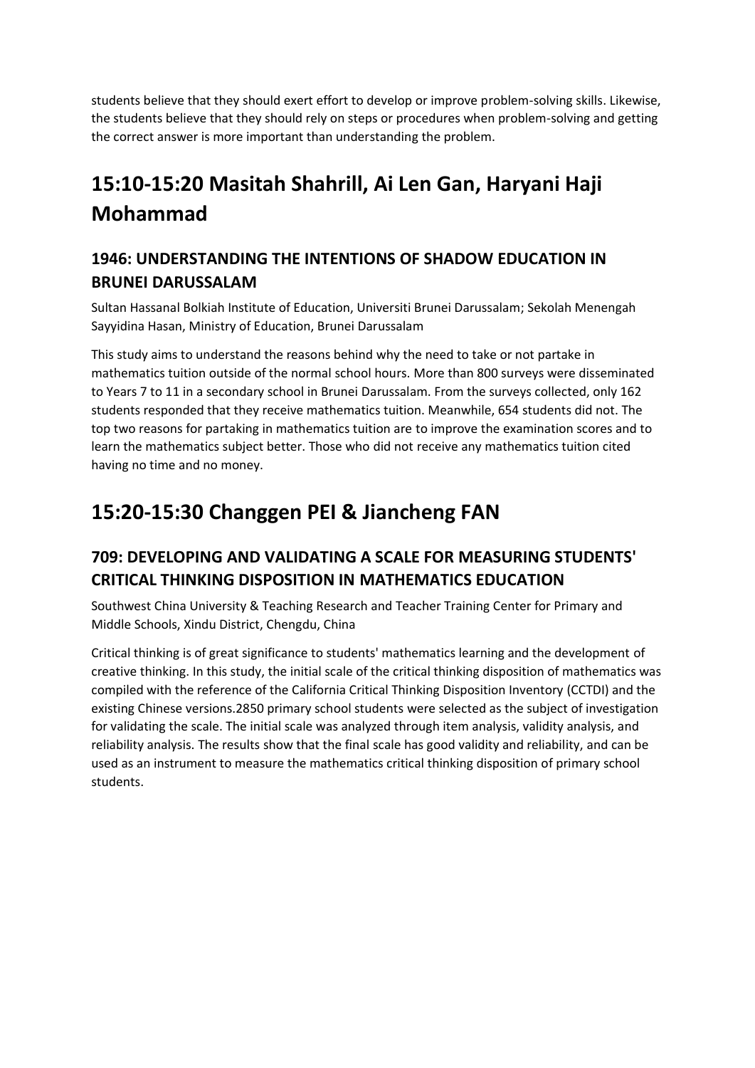students believe that they should exert effort to develop or improve problem-solving skills. Likewise, the students believe that they should rely on steps or procedures when problem-solving and getting the correct answer is more important than understanding the problem.

# 15:10-15:20 Masitah Shahrill, Ai Len Gan, Haryani Haji Mohammad

## 1946: UNDERSTANDING THE INTENTIONS OF SHADOW EDUCATION IN BRUNEI DARUSSALAM

Sultan Hassanal Bolkiah Institute of Education, Universiti Brunei Darussalam; Sekolah Menengah Sayyidina Hasan, Ministry of Education, Brunei Darussalam

This study aims to understand the reasons behind why the need to take or not partake in mathematics tuition outside of the normal school hours. More than 800 surveys were disseminated to Years 7 to 11 in a secondary school in Brunei Darussalam. From the surveys collected, only 162 students responded that they receive mathematics tuition. Meanwhile, 654 students did not. The top two reasons for partaking in mathematics tuition are to improve the examination scores and to learn the mathematics subject better. Those who did not receive any mathematics tuition cited having no time and no money.

# 15:20-15:30 Changgen PEI & Jiancheng FAN

## 709: DEVELOPING AND VALIDATING A SCALE FOR MEASURING STUDENTS' CRITICAL THINKING DISPOSITION IN MATHEMATICS EDUCATION

Southwest China University & Teaching Research and Teacher Training Center for Primary and Middle Schools, Xindu District, Chengdu, China

Critical thinking is of great significance to students' mathematics learning and the development of creative thinking. In this study, the initial scale of the critical thinking disposition of mathematics was compiled with the reference of the California Critical Thinking Disposition Inventory (CCTDI) and the existing Chinese versions.2850 primary school students were selected as the subject of investigation for validating the scale. The initial scale was analyzed through item analysis, validity analysis, and reliability analysis. The results show that the final scale has good validity and reliability, and can be used as an instrument to measure the mathematics critical thinking disposition of primary school students.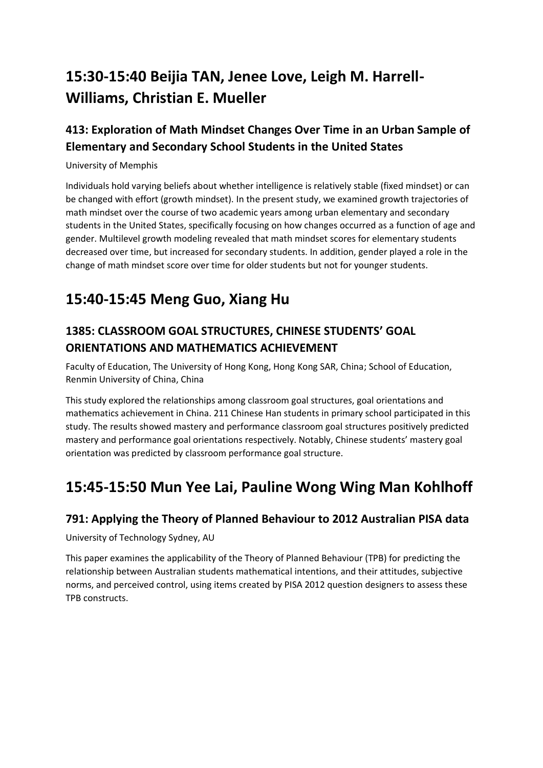# 15:30-15:40 Beijia TAN, Jenee Love, Leigh M. Harrell-Williams, Christian E. Mueller

## 413: Exploration of Math Mindset Changes Over Time in an Urban Sample of Elementary and Secondary School Students in the United States

University of Memphis

Individuals hold varying beliefs about whether intelligence is relatively stable (fixed mindset) or can be changed with effort (growth mindset). In the present study, we examined growth trajectories of math mindset over the course of two academic years among urban elementary and secondary students in the United States, specifically focusing on how changes occurred as a function of age and gender. Multilevel growth modeling revealed that math mindset scores for elementary students decreased over time, but increased for secondary students. In addition, gender played a role in the change of math mindset score over time for older students but not for younger students.

# 15:40-15:45 Meng Guo, Xiang Hu

## 1385: CLASSROOM GOAL STRUCTURES, CHINESE STUDENTS' GOAL ORIENTATIONS AND MATHEMATICS ACHIEVEMENT

Faculty of Education, The University of Hong Kong, Hong Kong SAR, China; School of Education, Renmin University of China, China

This study explored the relationships among classroom goal structures, goal orientations and mathematics achievement in China. 211 Chinese Han students in primary school participated in this study. The results showed mastery and performance classroom goal structures positively predicted mastery and performance goal orientations respectively. Notably, Chinese students' mastery goal orientation was predicted by classroom performance goal structure.

# 15:45-15:50 Mun Yee Lai, Pauline Wong Wing Man Kohlhoff

## 791: Applying the Theory of Planned Behaviour to 2012 Australian PISA data

University of Technology Sydney, AU

This paper examines the applicability of the Theory of Planned Behaviour (TPB) for predicting the relationship between Australian students mathematical intentions, and their attitudes, subjective norms, and perceived control, using items created by PISA 2012 question designers to assess these TPB constructs.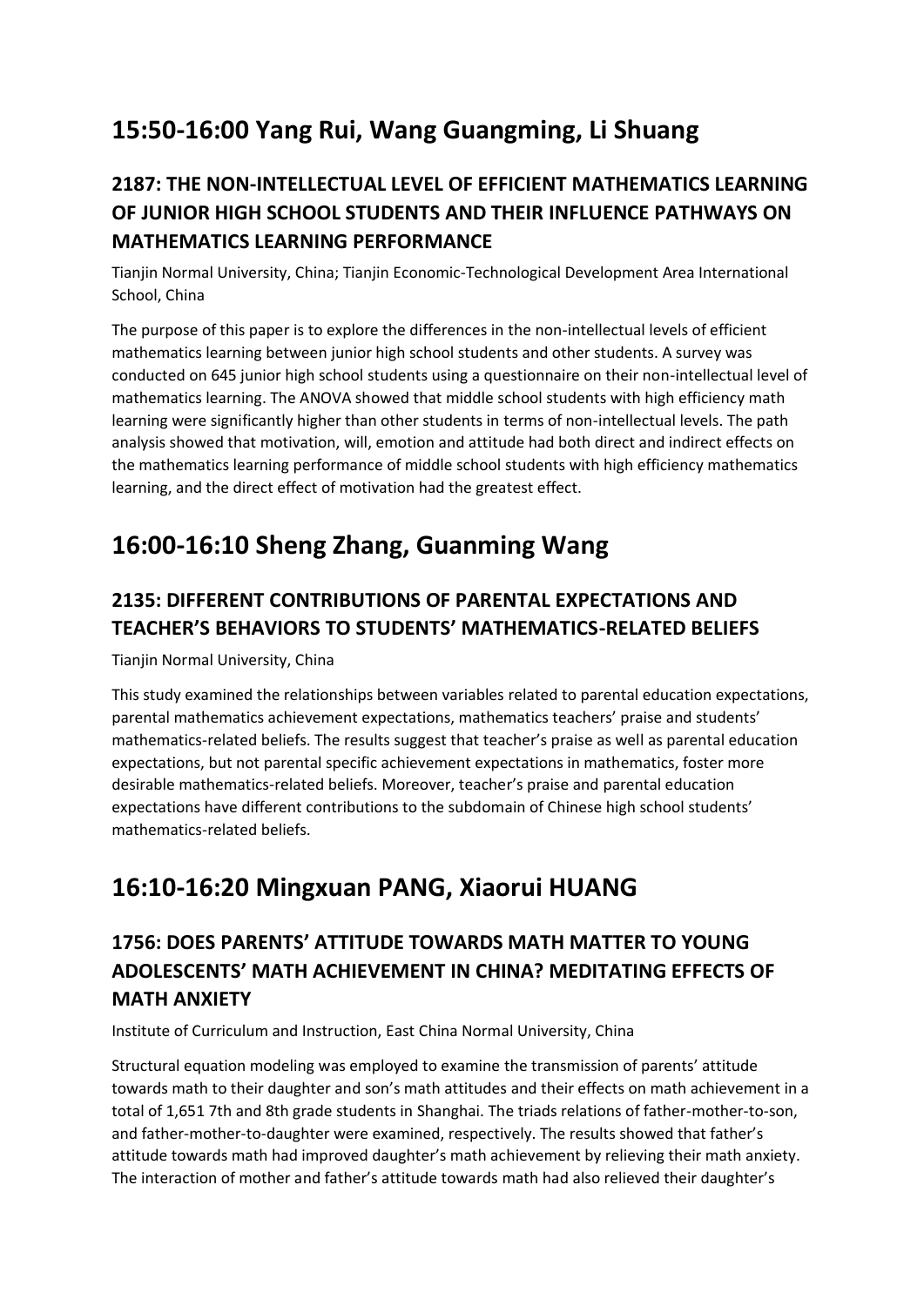# 15:50-16:00 Yang Rui, Wang Guangming, Li Shuang

## 2187: THE NON-INTELLECTUAL LEVEL OF EFFICIENT MATHEMATICS LEARNING OF JUNIOR HIGH SCHOOL STUDENTS AND THEIR INFLUENCE PATHWAYS ON MATHEMATICS LEARNING PERFORMANCE

Tianjin Normal University, China; Tianjin Economic-Technological Development Area International School, China

The purpose of this paper is to explore the differences in the non-intellectual levels of efficient mathematics learning between junior high school students and other students. A survey was conducted on 645 junior high school students using a questionnaire on their non-intellectual level of mathematics learning. The ANOVA showed that middle school students with high efficiency math learning were significantly higher than other students in terms of non-intellectual levels. The path analysis showed that motivation, will, emotion and attitude had both direct and indirect effects on the mathematics learning performance of middle school students with high efficiency mathematics learning, and the direct effect of motivation had the greatest effect.

# 16:00-16:10 Sheng Zhang, Guanming Wang

## 2135: DIFFERENT CONTRIBUTIONS OF PARENTAL EXPECTATIONS AND TEACHER'S BEHAVIORS TO STUDENTS' MATHEMATICS-RELATED BELIEFS

Tianjin Normal University, China

This study examined the relationships between variables related to parental education expectations, parental mathematics achievement expectations, mathematics teachers' praise and students' mathematics-related beliefs. The results suggest that teacher's praise as well as parental education expectations, but not parental specific achievement expectations in mathematics, foster more desirable mathematics-related beliefs. Moreover, teacher's praise and parental education expectations have different contributions to the subdomain of Chinese high school students' mathematics-related beliefs.

# 16:10-16:20 Mingxuan PANG, Xiaorui HUANG

## 1756: DOES PARENTS' ATTITUDE TOWARDS MATH MATTER TO YOUNG ADOLESCENTS' MATH ACHIEVEMENT IN CHINA? MEDITATING EFFECTS OF MATH ANXIETY

Institute of Curriculum and Instruction, East China Normal University, China

Structural equation modeling was employed to examine the transmission of parents' attitude towards math to their daughter and son's math attitudes and their effects on math achievement in a total of 1,651 7th and 8th grade students in Shanghai. The triads relations of father-mother-to-son, and father-mother-to-daughter were examined, respectively. The results showed that father's attitude towards math had improved daughter's math achievement by relieving their math anxiety. The interaction of mother and father's attitude towards math had also relieved their daughter's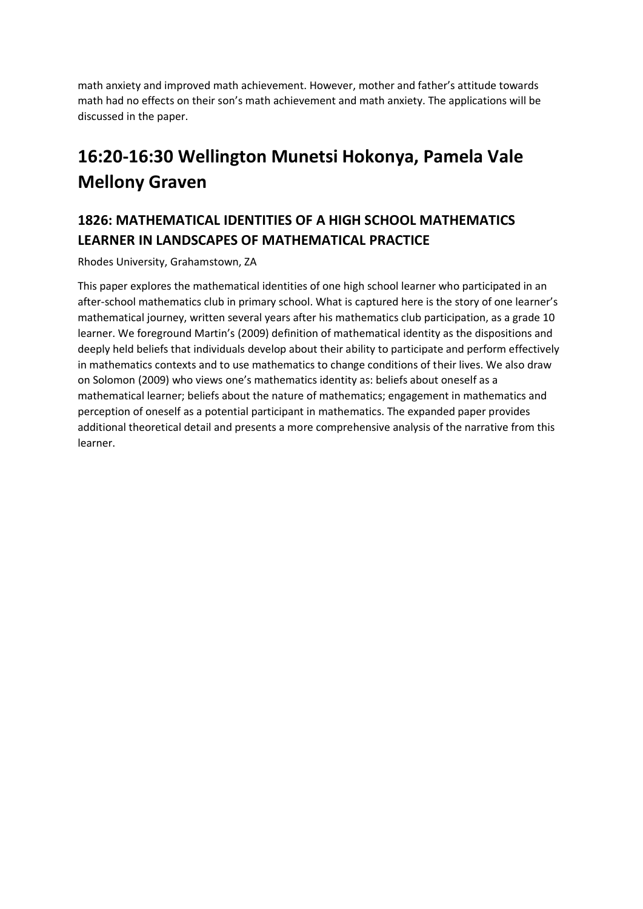math anxiety and improved math achievement. However, mother and father's attitude towards math had no effects on their son's math achievement and math anxiety. The applications will be discussed in the paper.

# 16:20-16:30 Wellington Munetsi Hokonya, Pamela Vale Mellony Graven

## 1826: MATHEMATICAL IDENTITIES OF A HIGH SCHOOL MATHEMATICS LEARNER IN LANDSCAPES OF MATHEMATICAL PRACTICE

Rhodes University, Grahamstown, ZA

This paper explores the mathematical identities of one high school learner who participated in an after-school mathematics club in primary school. What is captured here is the story of one learner's mathematical journey, written several years after his mathematics club participation, as a grade 10 learner. We foreground Martin's (2009) definition of mathematical identity as the dispositions and deeply held beliefs that individuals develop about their ability to participate and perform effectively in mathematics contexts and to use mathematics to change conditions of their lives. We also draw on Solomon (2009) who views one's mathematics identity as: beliefs about oneself as a mathematical learner; beliefs about the nature of mathematics; engagement in mathematics and perception of oneself as a potential participant in mathematics. The expanded paper provides additional theoretical detail and presents a more comprehensive analysis of the narrative from this learner.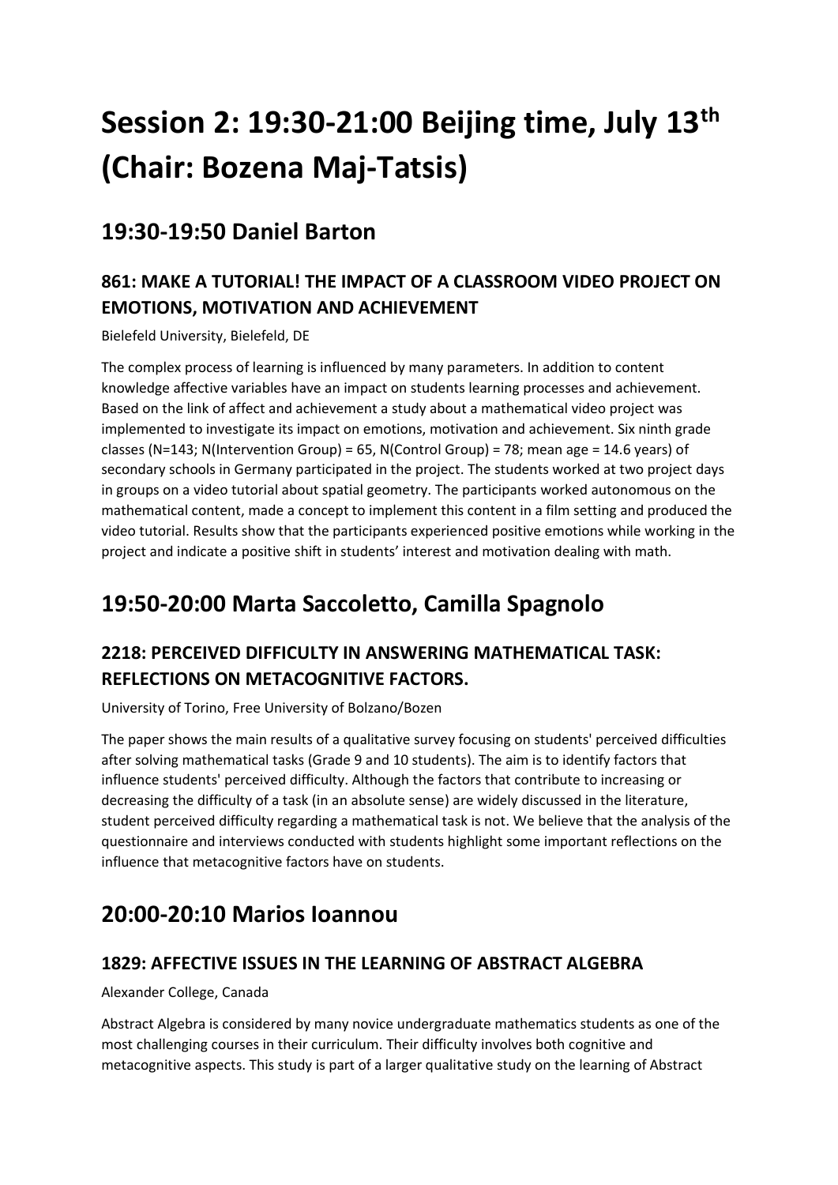# Session 2: 19:30-21:00 Beijing time, July 13th (Chair: Bozena Maj-Tatsis)

## 19:30-19:50 Daniel Barton

### 861: MAKE A TUTORIAL! THE IMPACT OF A CLASSROOM VIDEO PROJECT ON EMOTIONS, MOTIVATION AND ACHIEVEMENT

Bielefeld University, Bielefeld, DE

The complex process of learning is influenced by many parameters. In addition to content knowledge affective variables have an impact on students learning processes and achievement. Based on the link of affect and achievement a study about a mathematical video project was implemented to investigate its impact on emotions, motivation and achievement. Six ninth grade classes (N=143; N(Intervention Group) = 65, N(Control Group) = 78; mean age = 14.6 years) of secondary schools in Germany participated in the project. The students worked at two project days in groups on a video tutorial about spatial geometry. The participants worked autonomous on the mathematical content, made a concept to implement this content in a film setting and produced the video tutorial. Results show that the participants experienced positive emotions while working in the project and indicate a positive shift in students' interest and motivation dealing with math.

## 19:50-20:00 Marta Saccoletto, Camilla Spagnolo

### 2218: PERCEIVED DIFFICULTY IN ANSWERING MATHEMATICAL TASK: REFLECTIONS ON METACOGNITIVE FACTORS.

University of Torino, Free University of Bolzano/Bozen

The paper shows the main results of a qualitative survey focusing on students' perceived difficulties after solving mathematical tasks (Grade 9 and 10 students). The aim is to identify factors that influence students' perceived difficulty. Although the factors that contribute to increasing or decreasing the difficulty of a task (in an absolute sense) are widely discussed in the literature, student perceived difficulty regarding a mathematical task is not. We believe that the analysis of the questionnaire and interviews conducted with students highlight some important reflections on the influence that metacognitive factors have on students.

## 20:00-20:10 Marios Ioannou

### 1829: AFFECTIVE ISSUES IN THE LEARNING OF ABSTRACT ALGEBRA

Alexander College, Canada

Abstract Algebra is considered by many novice undergraduate mathematics students as one of the most challenging courses in their curriculum. Their difficulty involves both cognitive and metacognitive aspects. This study is part of a larger qualitative study on the learning of Abstract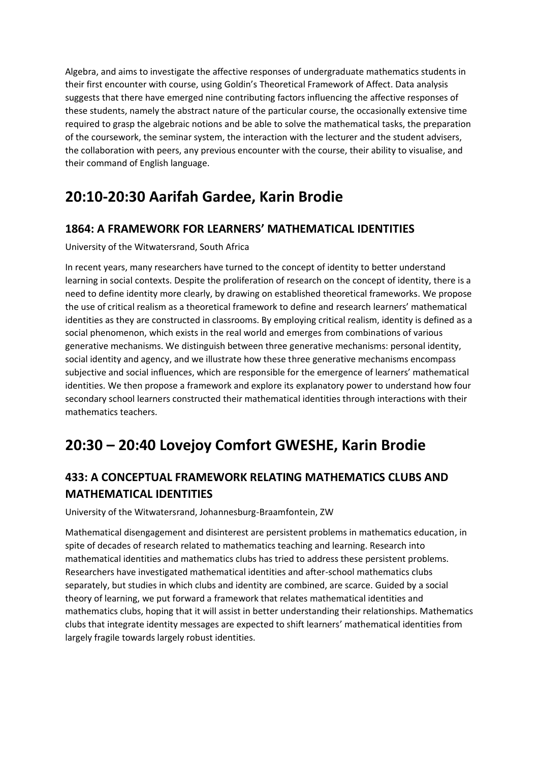Algebra, and aims to investigate the affective responses of undergraduate mathematics students in their first encounter with course, using Goldin's Theoretical Framework of Affect. Data analysis suggests that there have emerged nine contributing factors influencing the affective responses of these students, namely the abstract nature of the particular course, the occasionally extensive time required to grasp the algebraic notions and be able to solve the mathematical tasks, the preparation of the coursework, the seminar system, the interaction with the lecturer and the student advisers, the collaboration with peers, any previous encounter with the course, their ability to visualise, and their command of English language.

# 20:10-20:30 Aarifah Gardee, Karin Brodie

## 1864: A FRAMEWORK FOR LEARNERS' MATHEMATICAL IDENTITIES

University of the Witwatersrand, South Africa

In recent years, many researchers have turned to the concept of identity to better understand learning in social contexts. Despite the proliferation of research on the concept of identity, there is a need to define identity more clearly, by drawing on established theoretical frameworks. We propose the use of critical realism as a theoretical framework to define and research learners' mathematical identities as they are constructed in classrooms. By employing critical realism, identity is defined as a social phenomenon, which exists in the real world and emerges from combinations of various generative mechanisms. We distinguish between three generative mechanisms: personal identity, social identity and agency, and we illustrate how these three generative mechanisms encompass subjective and social influences, which are responsible for the emergence of learners' mathematical identities. We then propose a framework and explore its explanatory power to understand how four secondary school learners constructed their mathematical identities through interactions with their mathematics teachers.

# 20:30 – 20:40 Lovejoy Comfort GWESHE, Karin Brodie

## 433: A CONCEPTUAL FRAMEWORK RELATING MATHEMATICS CLUBS AND MATHEMATICAL IDENTITIES

University of the Witwatersrand, Johannesburg-Braamfontein, ZW

Mathematical disengagement and disinterest are persistent problems in mathematics education, in spite of decades of research related to mathematics teaching and learning. Research into mathematical identities and mathematics clubs has tried to address these persistent problems. Researchers have investigated mathematical identities and after-school mathematics clubs separately, but studies in which clubs and identity are combined, are scarce. Guided by a social theory of learning, we put forward a framework that relates mathematical identities and mathematics clubs, hoping that it will assist in better understanding their relationships. Mathematics clubs that integrate identity messages are expected to shift learners' mathematical identities from largely fragile towards largely robust identities.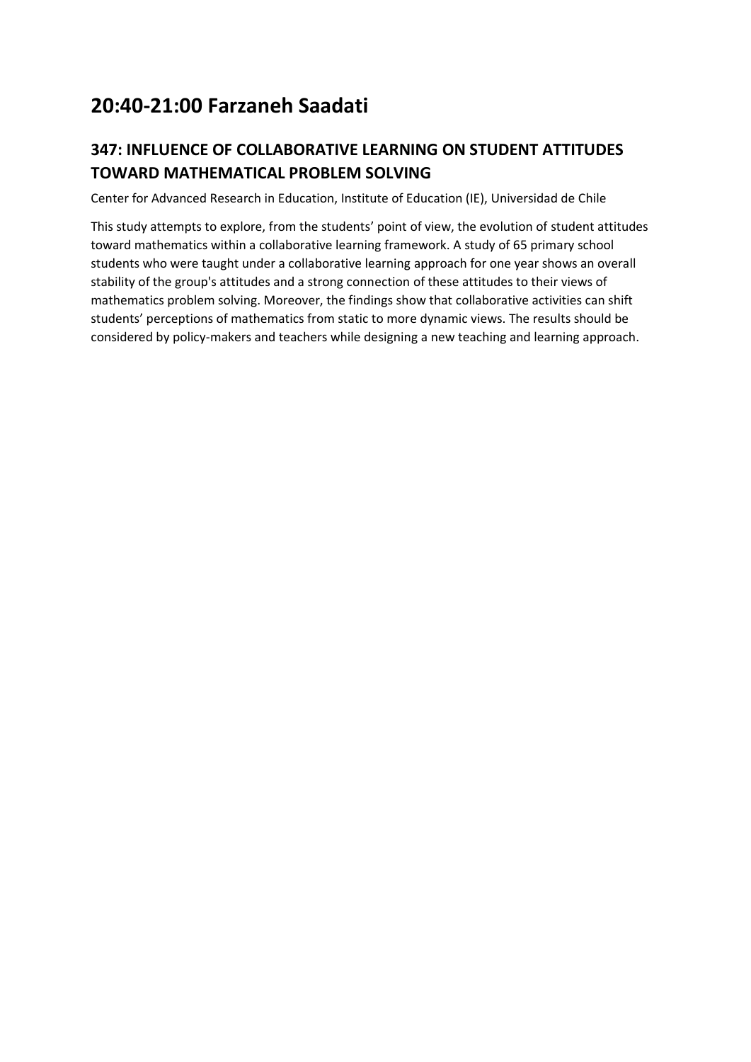# 20:40-21:00 Farzaneh Saadati

## 347: INFLUENCE OF COLLABORATIVE LEARNING ON STUDENT ATTITUDES TOWARD MATHEMATICAL PROBLEM SOLVING

Center for Advanced Research in Education, Institute of Education (IE), Universidad de Chile

This study attempts to explore, from the students' point of view, the evolution of student attitudes toward mathematics within a collaborative learning framework. A study of 65 primary school students who were taught under a collaborative learning approach for one year shows an overall stability of the group's attitudes and a strong connection of these attitudes to their views of mathematics problem solving. Moreover, the findings show that collaborative activities can shift students' perceptions of mathematics from static to more dynamic views. The results should be considered by policy-makers and teachers while designing a new teaching and learning approach.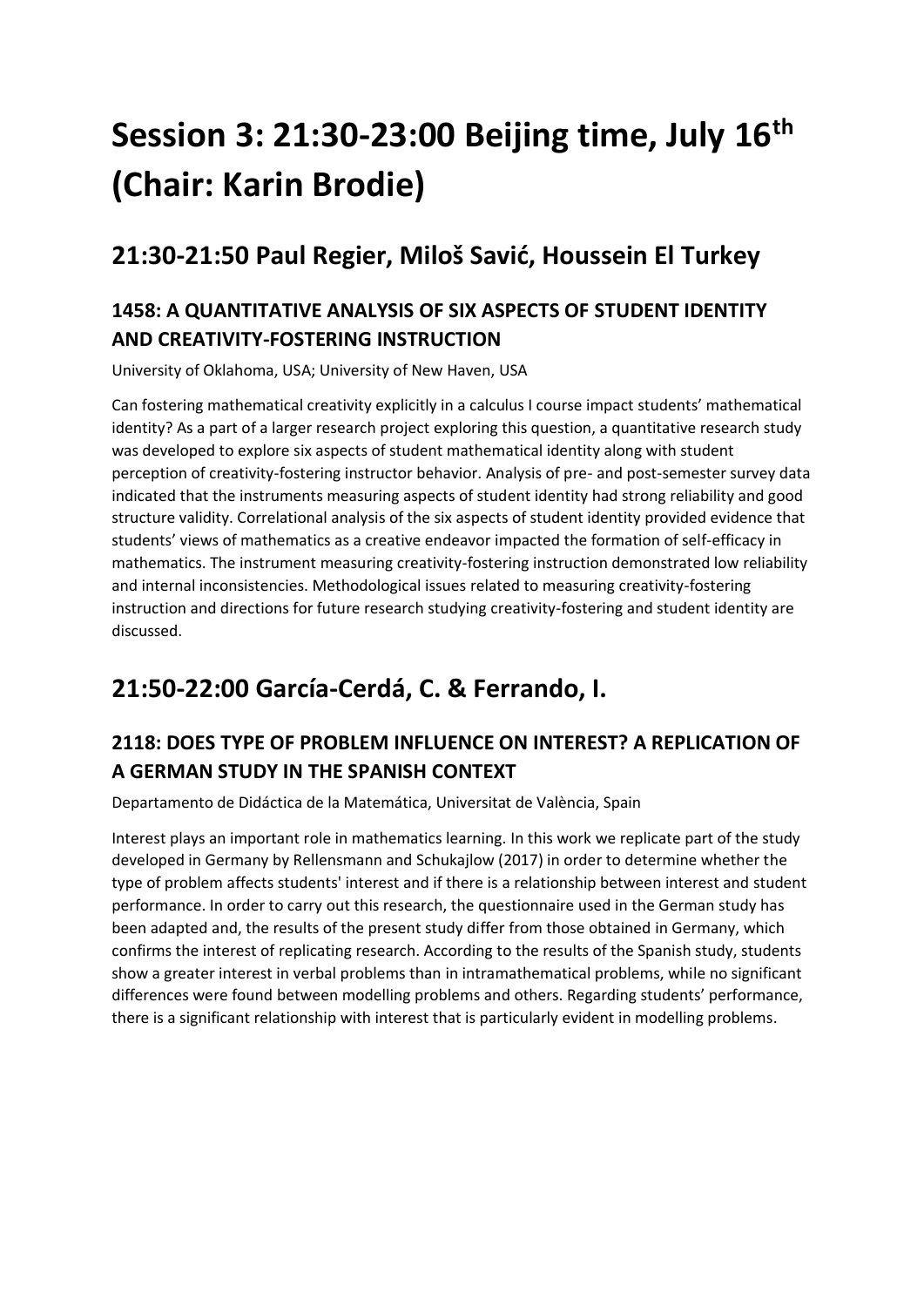# Session 3: 21:30-23:00 Beijing time, July 16th (Chair: Karin Brodie)

## 21:30-21:50 Paul Regier, Miloš Savić, Houssein El Turkey

### 1458: A QUANTITATIVE ANALYSIS OF SIX ASPECTS OF STUDENT IDENTITY AND CREATIVITY-FOSTERING INSTRUCTION

University of Oklahoma, USA; University of New Haven, USA

Can fostering mathematical creativity explicitly in a calculus I course impact students' mathematical identity? As a part of a larger research project exploring this question, a quantitative research study was developed to explore six aspects of student mathematical identity along with student perception of creativity-fostering instructor behavior. Analysis of pre- and post-semester survey data indicated that the instruments measuring aspects of student identity had strong reliability and good structure validity. Correlational analysis of the six aspects of student identity provided evidence that students' views of mathematics as a creative endeavor impacted the formation of self-efficacy in mathematics. The instrument measuring creativity-fostering instruction demonstrated low reliability and internal inconsistencies. Methodological issues related to measuring creativity-fostering instruction and directions for future research studying creativity-fostering and student identity are discussed.

## 21:50-22:00 García-Cerdá, C. & Ferrando, I.

### 2118: DOES TYPE OF PROBLEM INFLUENCE ON INTEREST? A REPLICATION OF A GERMAN STUDY IN THE SPANISH CONTEXT

Departamento de Didáctica de la Matemática, Universitat de València, Spain

Interest plays an important role in mathematics learning. In this work we replicate part of the study developed in Germany by Rellensmann and Schukajlow (2017) in order to determine whether the type of problem affects students' interest and if there is a relationship between interest and student performance. In order to carry out this research, the questionnaire used in the German study has been adapted and, the results of the present study differ from those obtained in Germany, which confirms the interest of replicating research. According to the results of the Spanish study, students show a greater interest in verbal problems than in intramathematical problems, while no significant differences were found between modelling problems and others. Regarding students' performance, there is a significant relationship with interest that is particularly evident in modelling problems.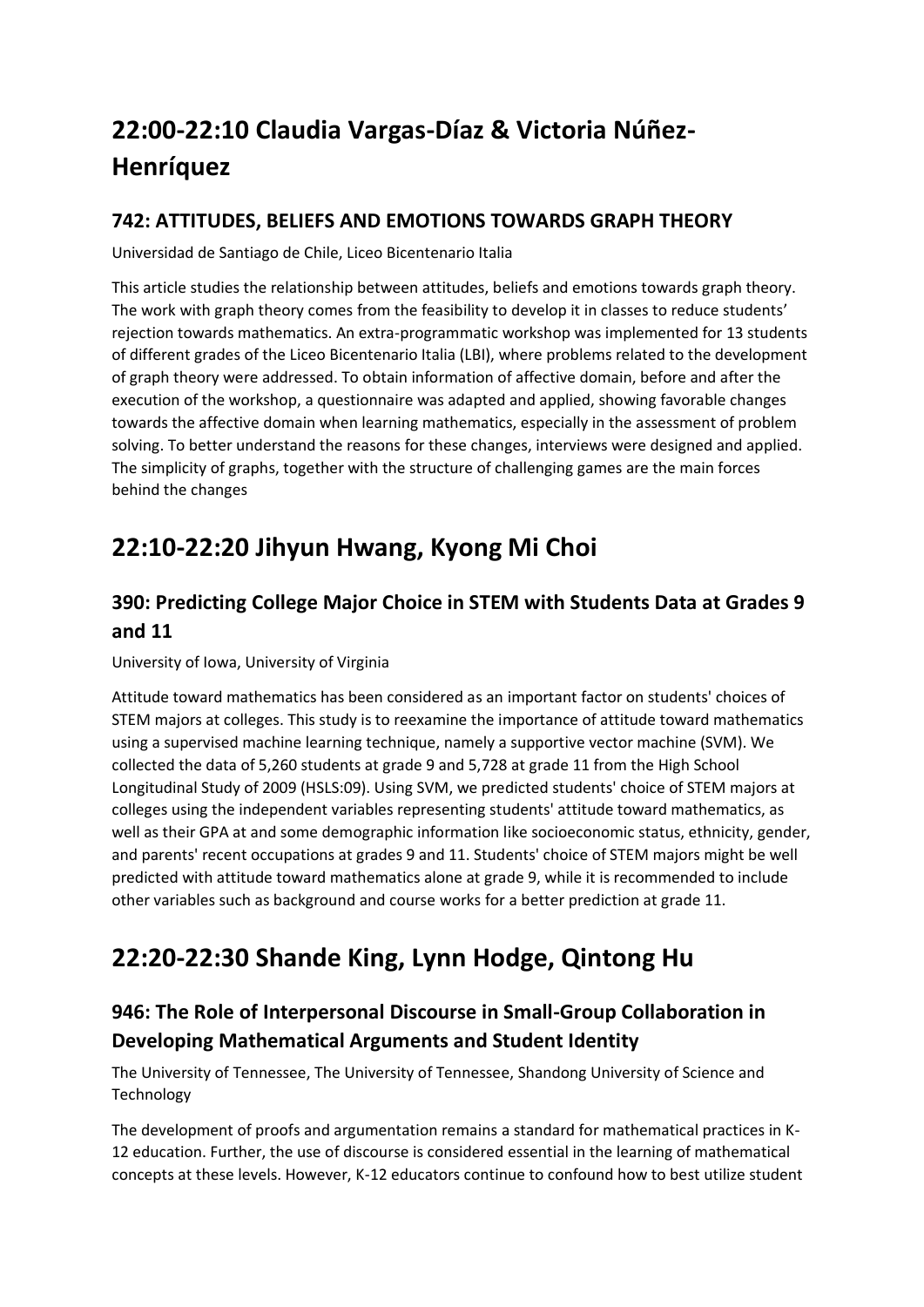# 22:00-22:10 Claudia Vargas-Díaz & Victoria Núñez-Henríquez

### 742: ATTITUDES, BELIEFS AND EMOTIONS TOWARDS GRAPH THEORY

Universidad de Santiago de Chile, Liceo Bicentenario Italia

This article studies the relationship between attitudes, beliefs and emotions towards graph theory. The work with graph theory comes from the feasibility to develop it in classes to reduce students' rejection towards mathematics. An extra-programmatic workshop was implemented for 13 students of different grades of the Liceo Bicentenario Italia (LBI), where problems related to the development of graph theory were addressed. To obtain information of affective domain, before and after the execution of the workshop, a questionnaire was adapted and applied, showing favorable changes towards the affective domain when learning mathematics, especially in the assessment of problem solving. To better understand the reasons for these changes, interviews were designed and applied. The simplicity of graphs, together with the structure of challenging games are the main forces behind the changes

# 22:10-22:20 Jihyun Hwang, Kyong Mi Choi

### 390: Predicting College Major Choice in STEM with Students Data at Grades 9 and 11

University of Iowa, University of Virginia

Attitude toward mathematics has been considered as an important factor on students' choices of STEM majors at colleges. This study is to reexamine the importance of attitude toward mathematics using a supervised machine learning technique, namely a supportive vector machine (SVM). We collected the data of 5,260 students at grade 9 and 5,728 at grade 11 from the High School Longitudinal Study of 2009 (HSLS:09). Using SVM, we predicted students' choice of STEM majors at colleges using the independent variables representing students' attitude toward mathematics, as well as their GPA at and some demographic information like socioeconomic status, ethnicity, gender, and parents' recent occupations at grades 9 and 11. Students' choice of STEM majors might be well predicted with attitude toward mathematics alone at grade 9, while it is recommended to include other variables such as background and course works for a better prediction at grade 11.

# 22:20-22:30 Shande King, Lynn Hodge, Qintong Hu

### 946: The Role of Interpersonal Discourse in Small-Group Collaboration in Developing Mathematical Arguments and Student Identity

The University of Tennessee, The University of Tennessee, Shandong University of Science and Technology

The development of proofs and argumentation remains a standard for mathematical practices in K-12 education. Further, the use of discourse is considered essential in the learning of mathematical concepts at these levels. However, K-12 educators continue to confound how to best utilize student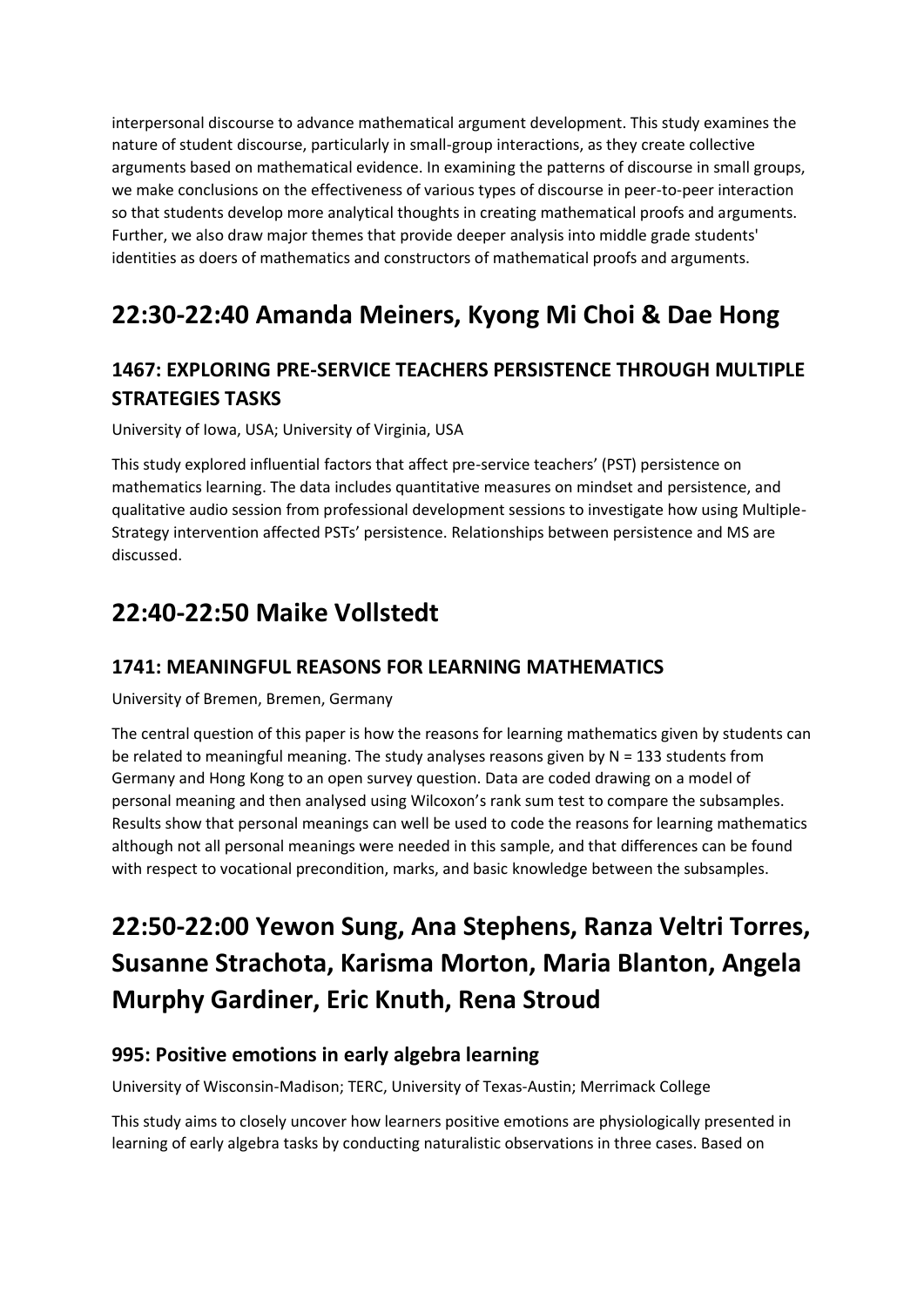interpersonal discourse to advance mathematical argument development. This study examines the nature of student discourse, particularly in small-group interactions, as they create collective arguments based on mathematical evidence. In examining the patterns of discourse in small groups, we make conclusions on the effectiveness of various types of discourse in peer-to-peer interaction so that students develop more analytical thoughts in creating mathematical proofs and arguments. Further, we also draw major themes that provide deeper analysis into middle grade students' identities as doers of mathematics and constructors of mathematical proofs and arguments.

# 22:30-22:40 Amanda Meiners, Kyong Mi Choi & Dae Hong

## 1467: EXPLORING PRE-SERVICE TEACHERS PERSISTENCE THROUGH MULTIPLE STRATEGIES TASKS

University of Iowa, USA; University of Virginia, USA

This study explored influential factors that affect pre-service teachers' (PST) persistence on mathematics learning. The data includes quantitative measures on mindset and persistence, and qualitative audio session from professional development sessions to investigate how using Multiple-Strategy intervention affected PSTs' persistence. Relationships between persistence and MS are discussed.

# 22:40-22:50 Maike Vollstedt

## 1741: MEANINGFUL REASONS FOR LEARNING MATHEMATICS

University of Bremen, Bremen, Germany

The central question of this paper is how the reasons for learning mathematics given by students can be related to meaningful meaning. The study analyses reasons given by N = 133 students from Germany and Hong Kong to an open survey question. Data are coded drawing on a model of personal meaning and then analysed using Wilcoxon's rank sum test to compare the subsamples. Results show that personal meanings can well be used to code the reasons for learning mathematics although not all personal meanings were needed in this sample, and that differences can be found with respect to vocational precondition, marks, and basic knowledge between the subsamples.

# 22:50-22:00 Yewon Sung, Ana Stephens, Ranza Veltri Torres, Susanne Strachota, Karisma Morton, Maria Blanton, Angela Murphy Gardiner, Eric Knuth, Rena Stroud

## 995: Positive emotions in early algebra learning

University of Wisconsin-Madison; TERC, University of Texas-Austin; Merrimack College

This study aims to closely uncover how learners positive emotions are physiologically presented in learning of early algebra tasks by conducting naturalistic observations in three cases. Based on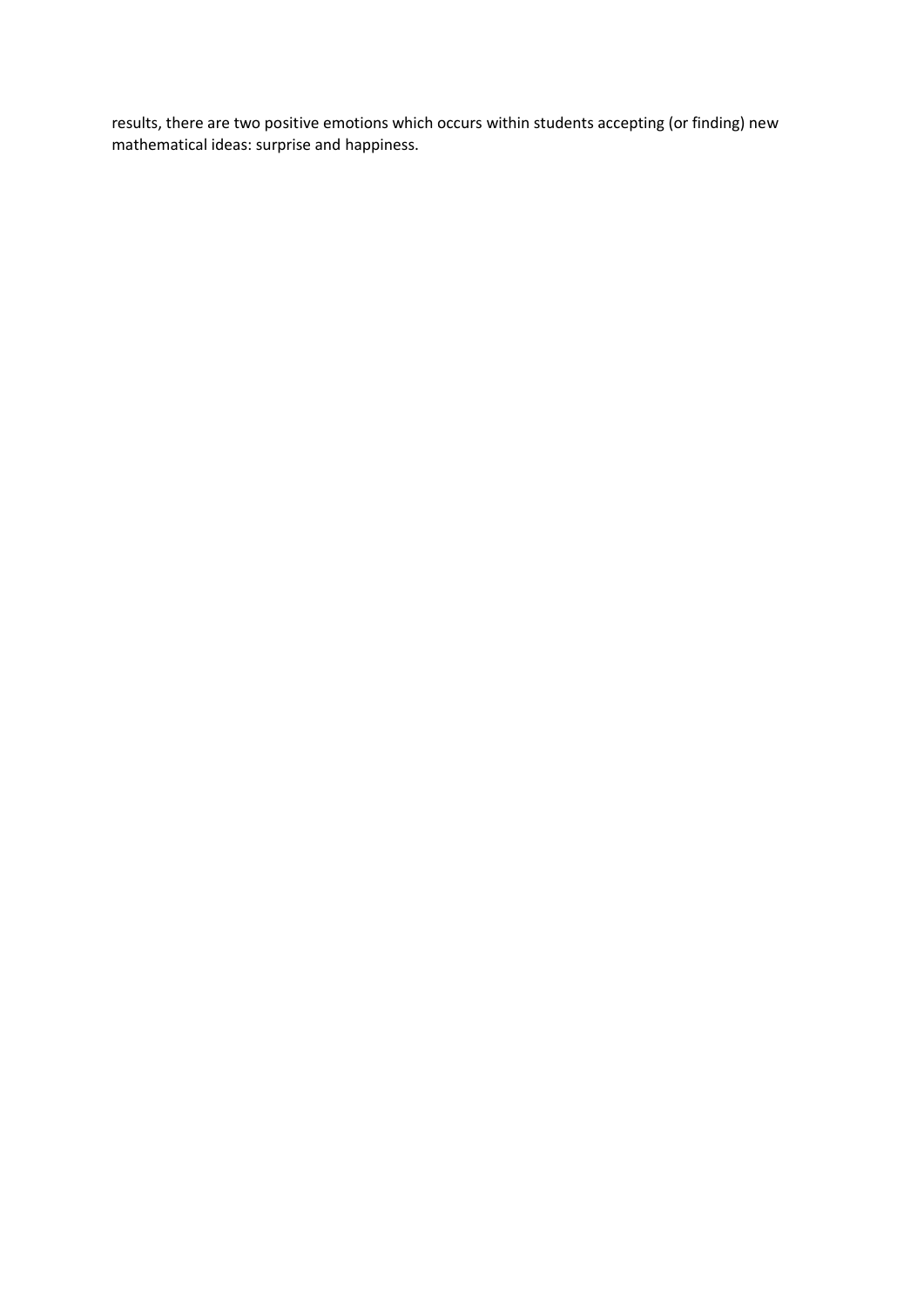results, there are two positive emotions which occurs within students accepting (or finding) new mathematical ideas: surprise and happiness.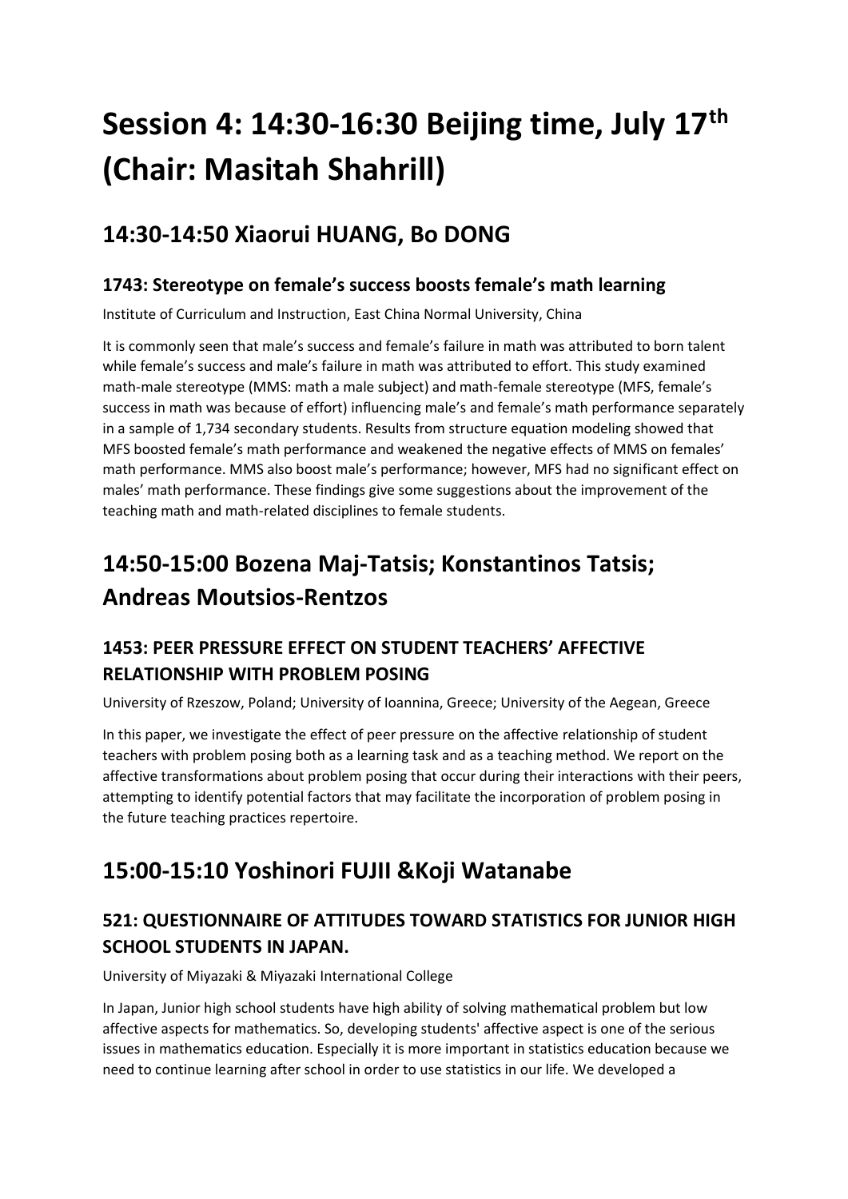# Session 4: 14:30-16:30 Beijing time, July 17th (Chair: Masitah Shahrill)

## 14:30-14:50 Xiaorui HUANG, Bo DONG

### 1743: Stereotype on female's success boosts female's math learning

Institute of Curriculum and Instruction, East China Normal University, China

It is commonly seen that male's success and female's failure in math was attributed to born talent while female's success and male's failure in math was attributed to effort. This study examined math-male stereotype (MMS: math a male subject) and math-female stereotype (MFS, female's success in math was because of effort) influencing male's and female's math performance separately in a sample of 1,734 secondary students. Results from structure equation modeling showed that MFS boosted female's math performance and weakened the negative effects of MMS on females' math performance. MMS also boost male's performance; however, MFS had no significant effect on males' math performance. These findings give some suggestions about the improvement of the teaching math and math-related disciplines to female students.

## 14:50-15:00 Bozena Maj-Tatsis; Konstantinos Tatsis; Andreas Moutsios-Rentzos

### 1453: PEER PRESSURE EFFECT ON STUDENT TEACHERS' AFFECTIVE RELATIONSHIP WITH PROBLEM POSING

University of Rzeszow, Poland; University of Ioannina, Greece; University of the Aegean, Greece

In this paper, we investigate the effect of peer pressure on the affective relationship of student teachers with problem posing both as a learning task and as a teaching method. We report on the affective transformations about problem posing that occur during their interactions with their peers, attempting to identify potential factors that may facilitate the incorporation of problem posing in the future teaching practices repertoire.

## 15:00-15:10 Yoshinori FUJII &Koji Watanabe

### 521: QUESTIONNAIRE OF ATTITUDES TOWARD STATISTICS FOR JUNIOR HIGH SCHOOL STUDENTS IN JAPAN.

University of Miyazaki & Miyazaki International College

In Japan, Junior high school students have high ability of solving mathematical problem but low affective aspects for mathematics. So, developing students' affective aspect is one of the serious issues in mathematics education. Especially it is more important in statistics education because we need to continue learning after school in order to use statistics in our life. We developed a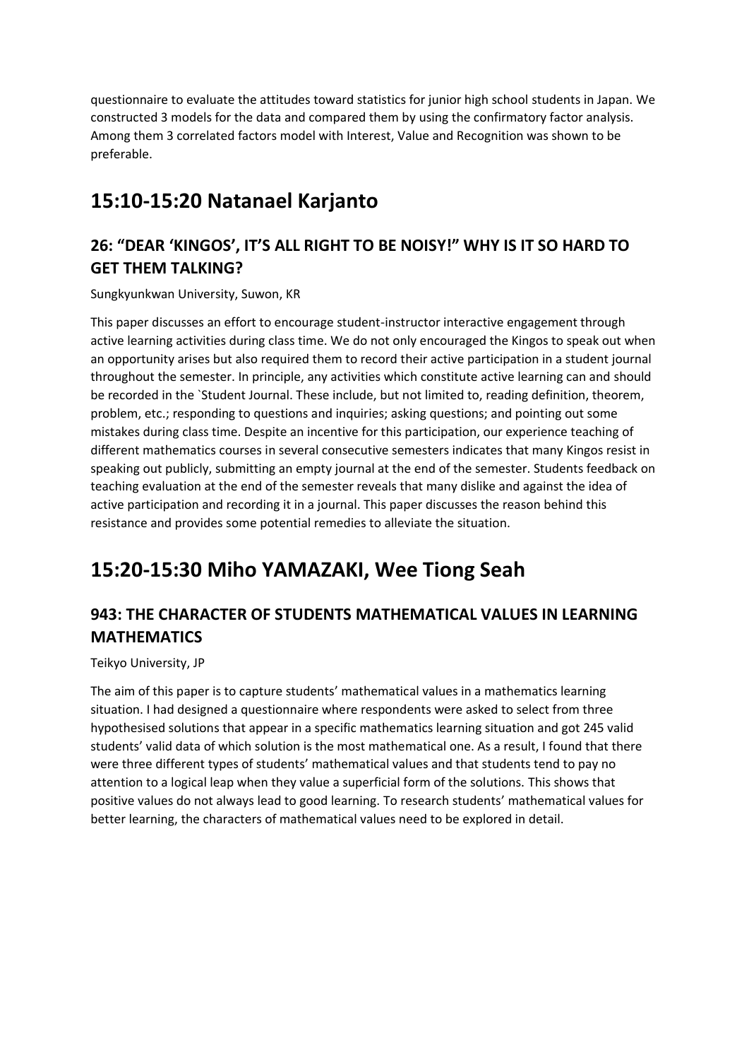questionnaire to evaluate the attitudes toward statistics for junior high school students in Japan. We constructed 3 models for the data and compared them by using the confirmatory factor analysis. Among them 3 correlated factors model with Interest, Value and Recognition was shown to be preferable.

# 15:10-15:20 Natanael Karjanto

## 26: "DEAR 'KINGOS', IT'S ALL RIGHT TO BE NOISY!" WHY IS IT SO HARD TO GET THEM TALKING?

Sungkyunkwan University, Suwon, KR

This paper discusses an effort to encourage student-instructor interactive engagement through active learning activities during class time. We do not only encouraged the Kingos to speak out when an opportunity arises but also required them to record their active participation in a student journal throughout the semester. In principle, any activities which constitute active learning can and should be recorded in the `Student Journal. These include, but not limited to, reading definition, theorem, problem, etc.; responding to questions and inquiries; asking questions; and pointing out some mistakes during class time. Despite an incentive for this participation, our experience teaching of different mathematics courses in several consecutive semesters indicates that many Kingos resist in speaking out publicly, submitting an empty journal at the end of the semester. Students feedback on teaching evaluation at the end of the semester reveals that many dislike and against the idea of active participation and recording it in a journal. This paper discusses the reason behind this resistance and provides some potential remedies to alleviate the situation.

# 15:20-15:30 Miho YAMAZAKI, Wee Tiong Seah

## 943: THE CHARACTER OF STUDENTS MATHEMATICAL VALUES IN LEARNING MATHEMATICS

Teikyo University, JP

The aim of this paper is to capture students' mathematical values in a mathematics learning situation. I had designed a questionnaire where respondents were asked to select from three hypothesised solutions that appear in a specific mathematics learning situation and got 245 valid students' valid data of which solution is the most mathematical one. As a result, I found that there were three different types of students' mathematical values and that students tend to pay no attention to a logical leap when they value a superficial form of the solutions. This shows that positive values do not always lead to good learning. To research students' mathematical values for better learning, the characters of mathematical values need to be explored in detail.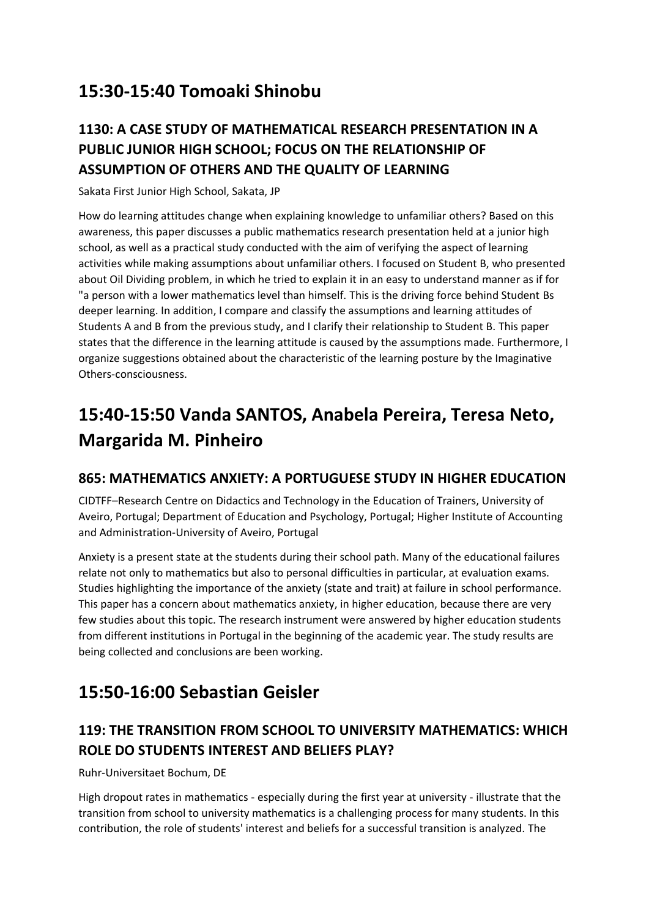# 15:30-15:40 Tomoaki Shinobu

## 1130: A CASE STUDY OF MATHEMATICAL RESEARCH PRESENTATION IN A PUBLIC JUNIOR HIGH SCHOOL; FOCUS ON THE RELATIONSHIP OF ASSUMPTION OF OTHERS AND THE QUALITY OF LEARNING

Sakata First Junior High School, Sakata, JP

How do learning attitudes change when explaining knowledge to unfamiliar others? Based on this awareness, this paper discusses a public mathematics research presentation held at a junior high school, as well as a practical study conducted with the aim of verifying the aspect of learning activities while making assumptions about unfamiliar others. I focused on Student B, who presented about Oil Dividing problem, in which he tried to explain it in an easy to understand manner as if for "a person with a lower mathematics level than himself. This is the driving force behind Student Bs deeper learning. In addition, I compare and classify the assumptions and learning attitudes of Students A and B from the previous study, and I clarify their relationship to Student B. This paper states that the difference in the learning attitude is caused by the assumptions made. Furthermore, I organize suggestions obtained about the characteristic of the learning posture by the Imaginative Others-consciousness.

# 15:40-15:50 Vanda SANTOS, Anabela Pereira, Teresa Neto, Margarida M. Pinheiro

## 865: MATHEMATICS ANXIETY: A PORTUGUESE STUDY IN HIGHER EDUCATION

CIDTFF–Research Centre on Didactics and Technology in the Education of Trainers, University of Aveiro, Portugal; Department of Education and Psychology, Portugal; Higher Institute of Accounting and Administration-University of Aveiro, Portugal

Anxiety is a present state at the students during their school path. Many of the educational failures relate not only to mathematics but also to personal difficulties in particular, at evaluation exams. Studies highlighting the importance of the anxiety (state and trait) at failure in school performance. This paper has a concern about mathematics anxiety, in higher education, because there are very few studies about this topic. The research instrument were answered by higher education students from different institutions in Portugal in the beginning of the academic year. The study results are being collected and conclusions are been working.

# 15:50-16:00 Sebastian Geisler

## 119: THE TRANSITION FROM SCHOOL TO UNIVERSITY MATHEMATICS: WHICH ROLE DO STUDENTS INTEREST AND BELIEFS PLAY?

Ruhr-Universitaet Bochum, DE

High dropout rates in mathematics - especially during the first year at university - illustrate that the transition from school to university mathematics is a challenging process for many students. In this contribution, the role of students' interest and beliefs for a successful transition is analyzed. The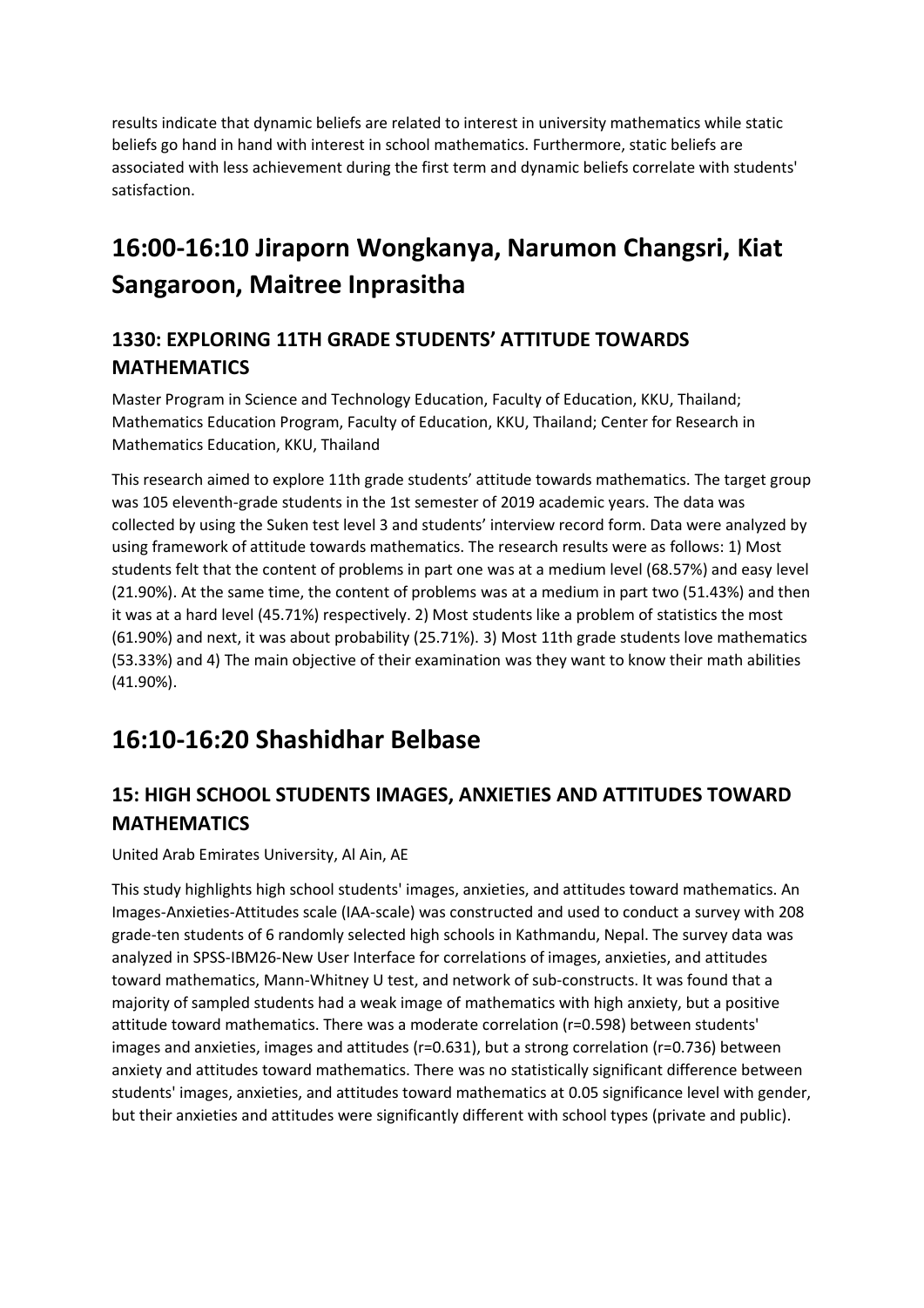results indicate that dynamic beliefs are related to interest in university mathematics while static beliefs go hand in hand with interest in school mathematics. Furthermore, static beliefs are associated with less achievement during the first term and dynamic beliefs correlate with students' satisfaction.

# 16:00-16:10 Jiraporn Wongkanya, Narumon Changsri, Kiat Sangaroon, Maitree Inprasitha

## 1330: EXPLORING 11TH GRADE STUDENTS' ATTITUDE TOWARDS MATHEMATICS

Master Program in Science and Technology Education, Faculty of Education, KKU, Thailand; Mathematics Education Program, Faculty of Education, KKU, Thailand; Center for Research in Mathematics Education, KKU, Thailand

This research aimed to explore 11th grade students' attitude towards mathematics. The target group was 105 eleventh-grade students in the 1st semester of 2019 academic years. The data was collected by using the Suken test level 3 and students' interview record form. Data were analyzed by using framework of attitude towards mathematics. The research results were as follows: 1) Most students felt that the content of problems in part one was at a medium level (68.57%) and easy level (21.90%). At the same time, the content of problems was at a medium in part two (51.43%) and then it was at a hard level (45.71%) respectively. 2) Most students like a problem of statistics the most (61.90%) and next, it was about probability (25.71%). 3) Most 11th grade students love mathematics (53.33%) and 4) The main objective of their examination was they want to know their math abilities (41.90%).

# 16:10-16:20 Shashidhar Belbase

## 15: HIGH SCHOOL STUDENTS IMAGES, ANXIETIES AND ATTITUDES TOWARD MATHEMATICS

United Arab Emirates University, Al Ain, AE

This study highlights high school students' images, anxieties, and attitudes toward mathematics. An Images-Anxieties-Attitudes scale (IAA-scale) was constructed and used to conduct a survey with 208 grade-ten students of 6 randomly selected high schools in Kathmandu, Nepal. The survey data was analyzed in SPSS-IBM26-New User Interface for correlations of images, anxieties, and attitudes toward mathematics, Mann-Whitney U test, and network of sub-constructs. It was found that a majority of sampled students had a weak image of mathematics with high anxiety, but a positive attitude toward mathematics. There was a moderate correlation ($r=0.598$) between students' images and anxieties, images and attitudes ($r=0.631$), but a strong correlation ($r=0.736$) between anxiety and attitudes toward mathematics. There was no statistically significant difference between students' images, anxieties, and attitudes toward mathematics at 0.05 significance level with gender, but their anxieties and attitudes were significantly different with school types (private and public).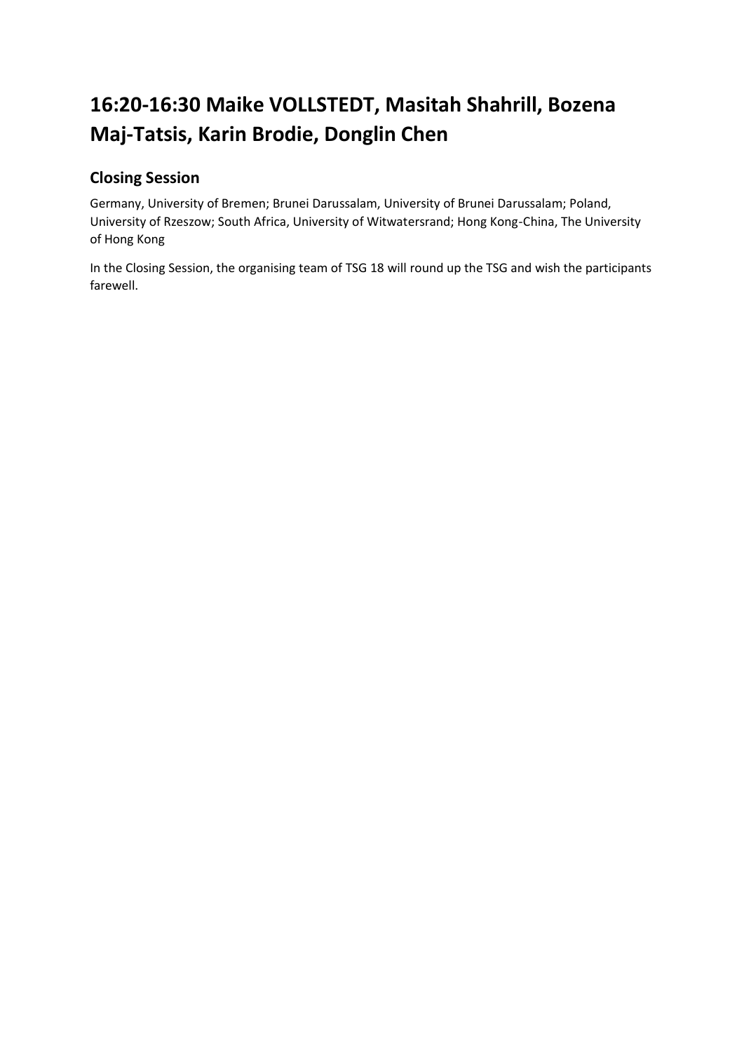# 16:20-16:30 Maike VOLLSTEDT, Masitah Shahrill, Bozena Maj-Tatsis, Karin Brodie, Donglin Chen

## Closing Session

Germany, University of Bremen; Brunei Darussalam, University of Brunei Darussalam; Poland, University of Rzeszow; South Africa, University of Witwatersrand; Hong Kong-China, The University of Hong Kong

In the Closing Session, the organising team of TSG 18 will round up the TSG and wish the participants farewell.